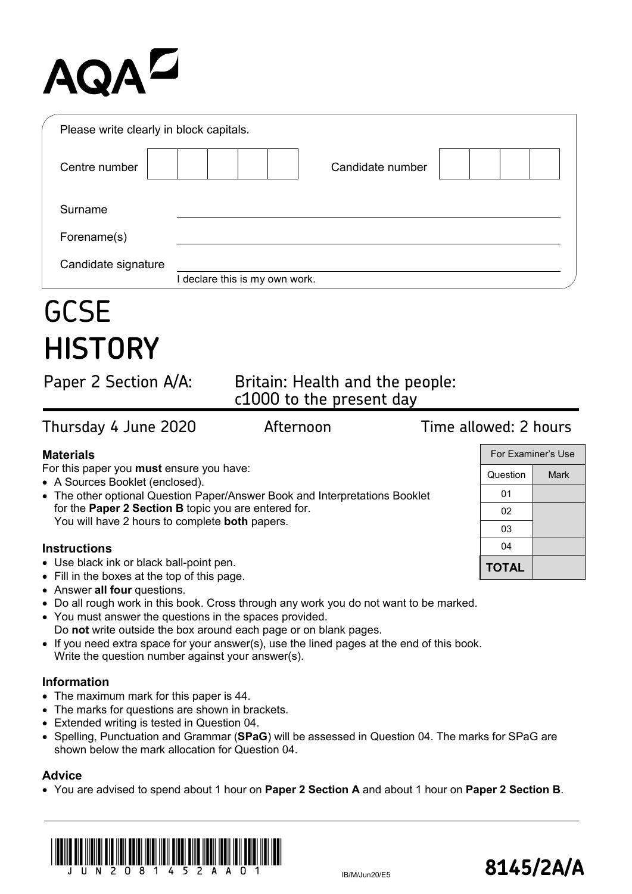# AQA

Please write clearly in block capitals.

| Centre number | | | | | | Candidate number | | | | |
|---|---|---|---|---|---|---|---|---|---|---|

Surname ____________________

Forename(s) ____________________

Candidate signature ____________________
I declare this is my own work.

# GCSE
# HISTORY

## Paper 2 Section A/A: Britain: Health and the people: c1000 to the present day

Thursday 4 June 2020 Afternoon Time allowed: 2 hours

### Materials

For this paper you **must** ensure you have:

- A Sources Booklet (enclosed).
- The other optional Question Paper/Answer Book and Interpretations Booklet for the **Paper 2 Section B** topic you are entered for. You will have 2 hours to complete **both** papers.

| For Examiner's Use | |
|---|---|
| Question | Mark |
| 01 | |
| 02 | |
| 03 | |
| 04 | |
| **TOTAL** | |

### Instructions

- Use black ink or black ball-point pen.
- Fill in the boxes at the top of this page.
- Answer **all four** questions.
- Do all rough work in this book. Cross through any work you do not want to be marked.
- You must answer the questions in the spaces provided. Do **not** write outside the box around each page or on blank pages.
- If you need extra space for your answer(s), use the lined pages at the end of this book. Write the question number against your answer(s).

### Information

- The maximum mark for this paper is 44.
- The marks for questions are shown in brackets.
- Extended writing is tested in Question 04.
- Spelling, Punctuation and Grammar (**SPaG**) will be assessed in Question 04. The marks for SPaG are shown below the mark allocation for Question 04.

### Advice

- You are advised to spend about 1 hour on **Paper 2 Section A** and about 1 hour on **Paper 2 Section B**.

IB/M/Jun20/E5

**8145/2A/A**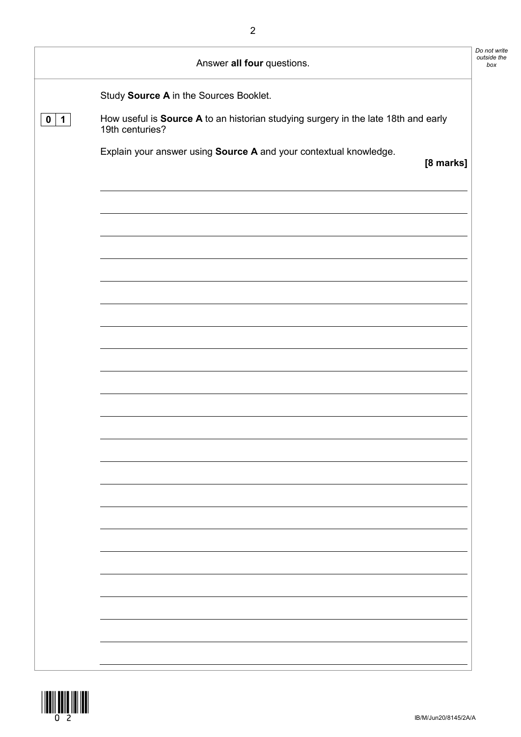Answer **all four** questions.

Study **Source A** in the Sources Booklet.

**0 1** How useful is **Source A** to an historian studying surgery in the late 18th and early 19th centuries?

Explain your answer using **Source A** and your contextual knowledge.

**[8 marks]**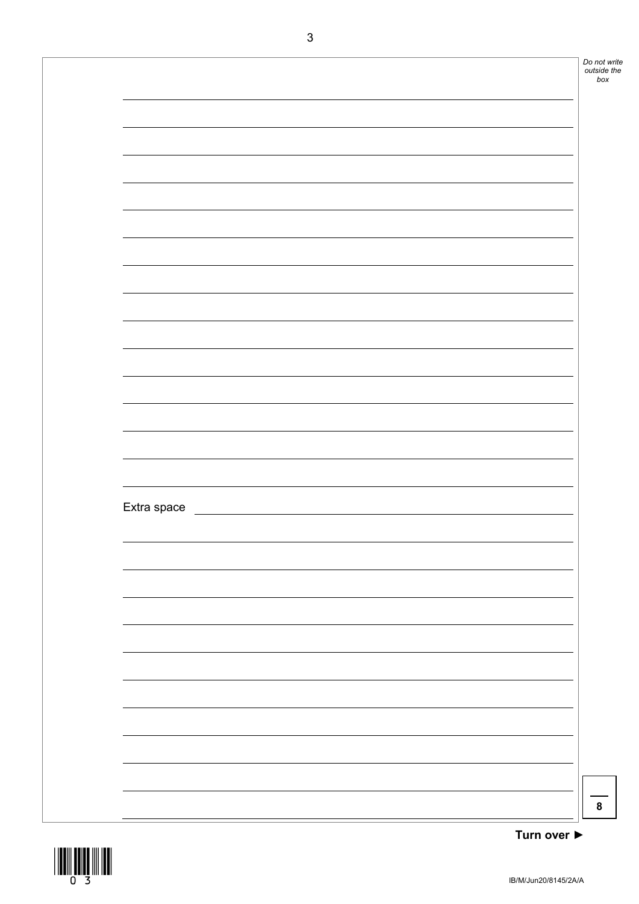Extra space

8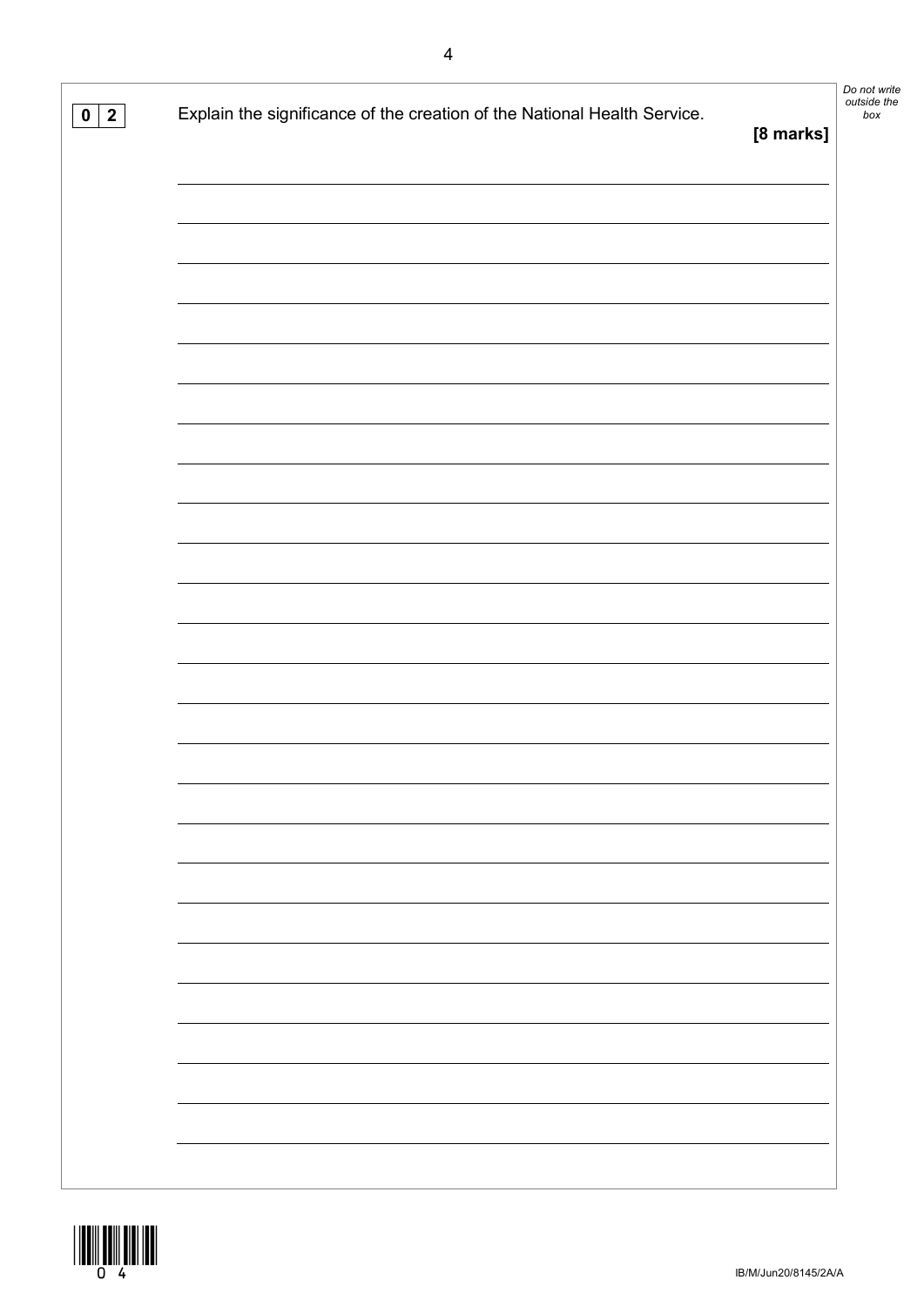**0 2** Explain the significance of the creation of the National Health Service.

**[8 marks]**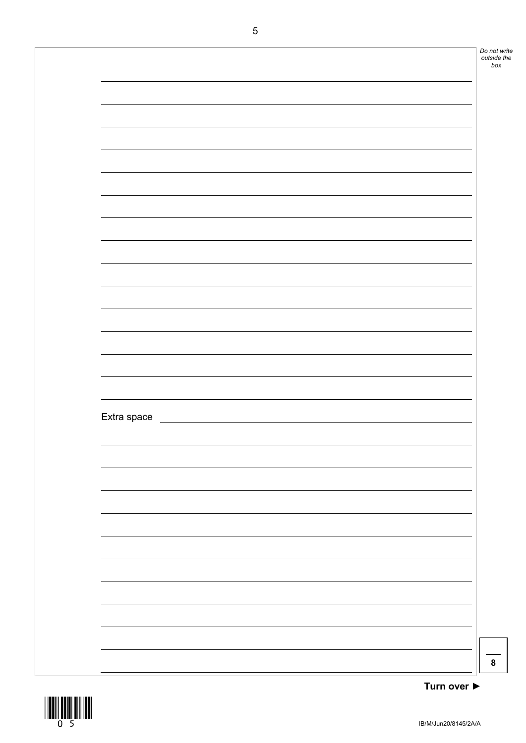Extra space

8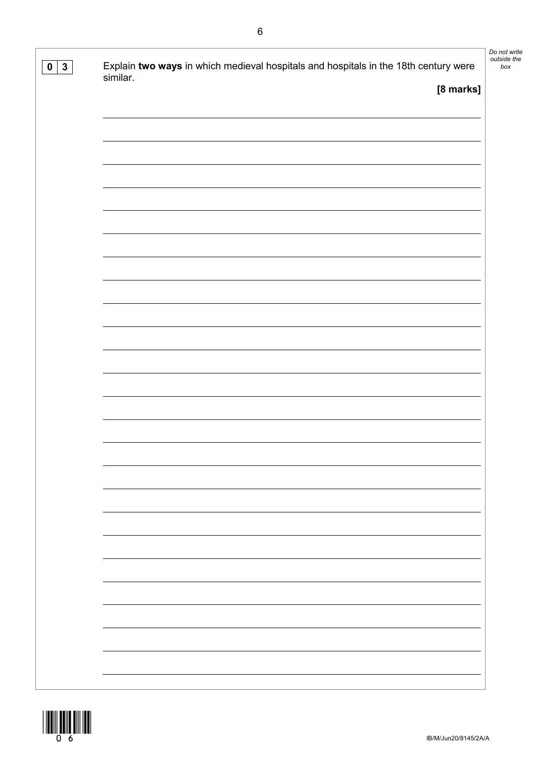**0 3** Explain **two ways** in which medieval hospitals and hospitals in the 18th century were similar.

**[8 marks]**

*Do not write outside the box*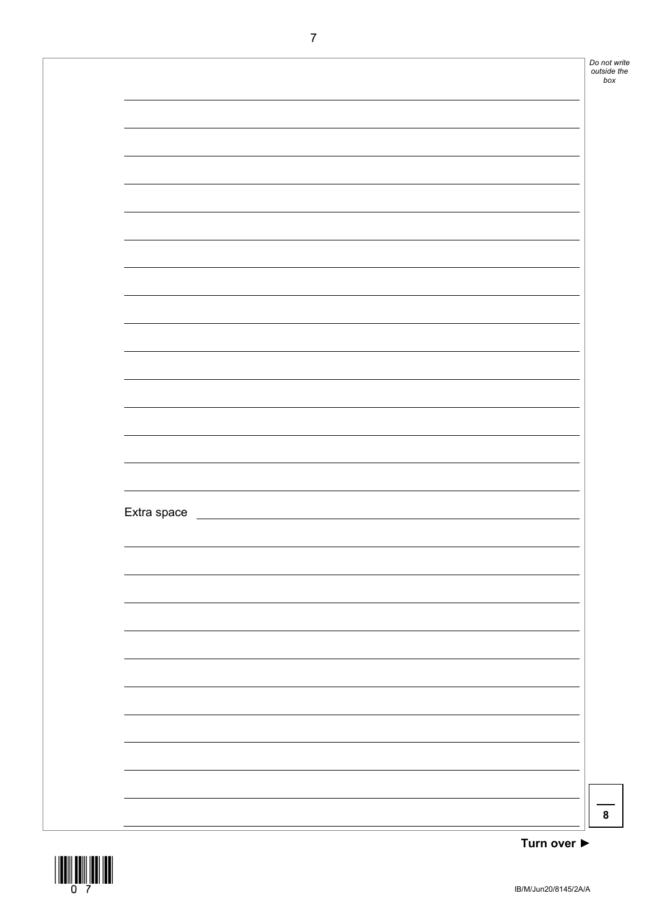Extra space

8

Turn over ►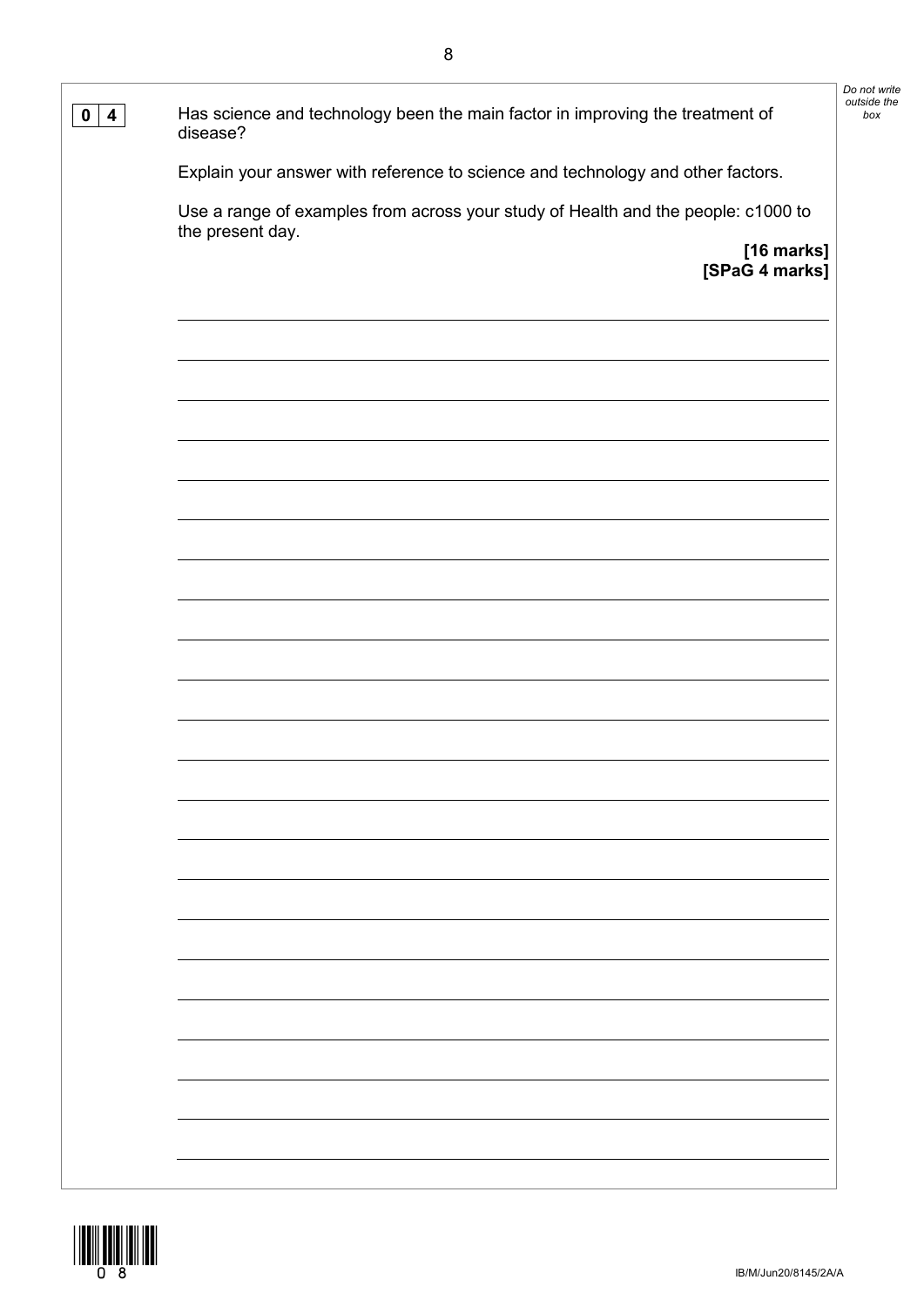**0 4** Has science and technology been the main factor in improving the treatment of disease?

Explain your answer with reference to science and technology and other factors.

Use a range of examples from across your study of Health and the people: c1000 to the present day.

**[16 marks]**
**[SPaG 4 marks]**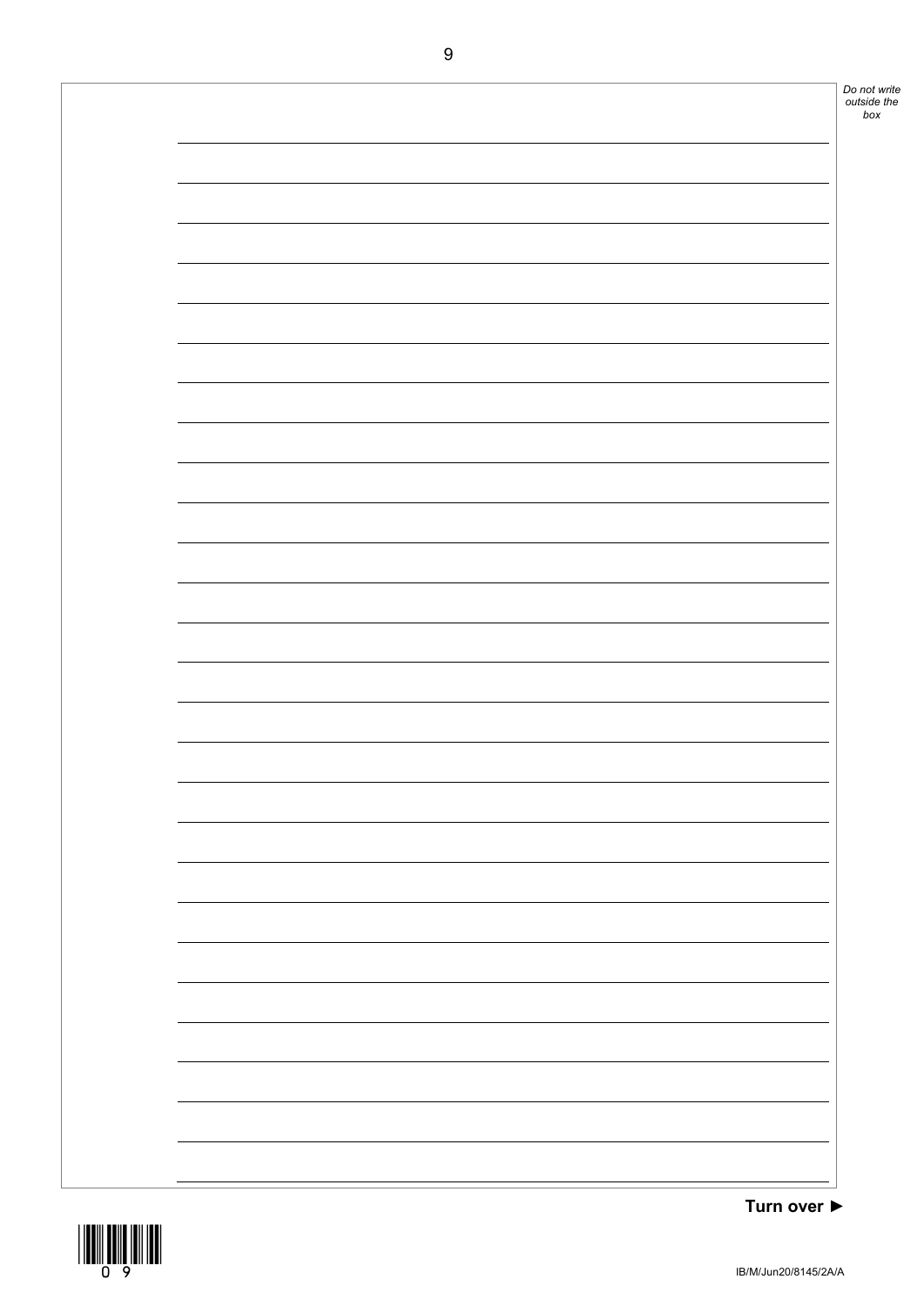Turn over ►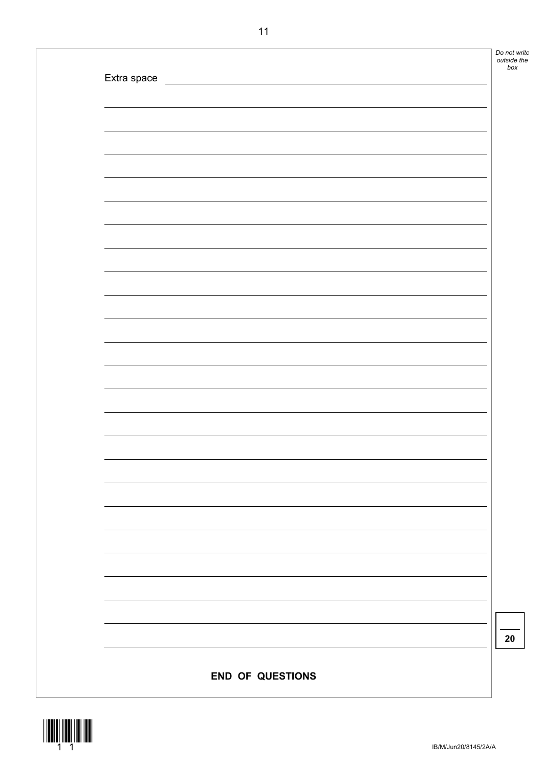Extra space

20

**END OF QUESTIONS**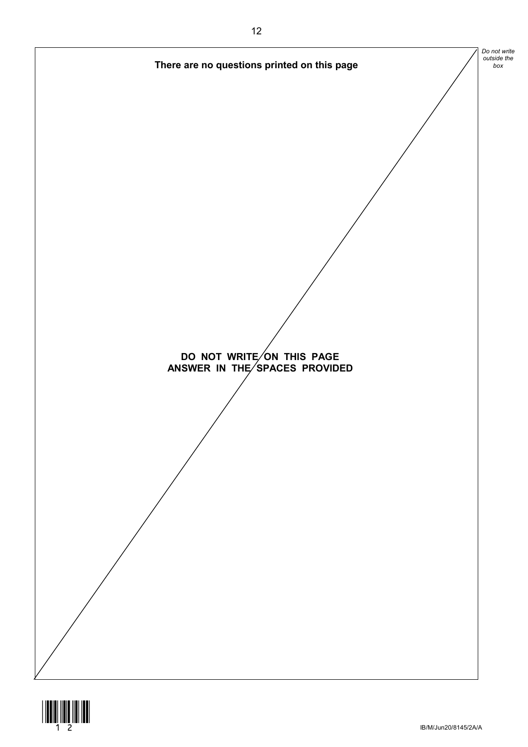**There are no questions printed on this page**

**DO NOT WRITE ON THIS PAGE
ANSWER IN THE SPACES PROVIDED**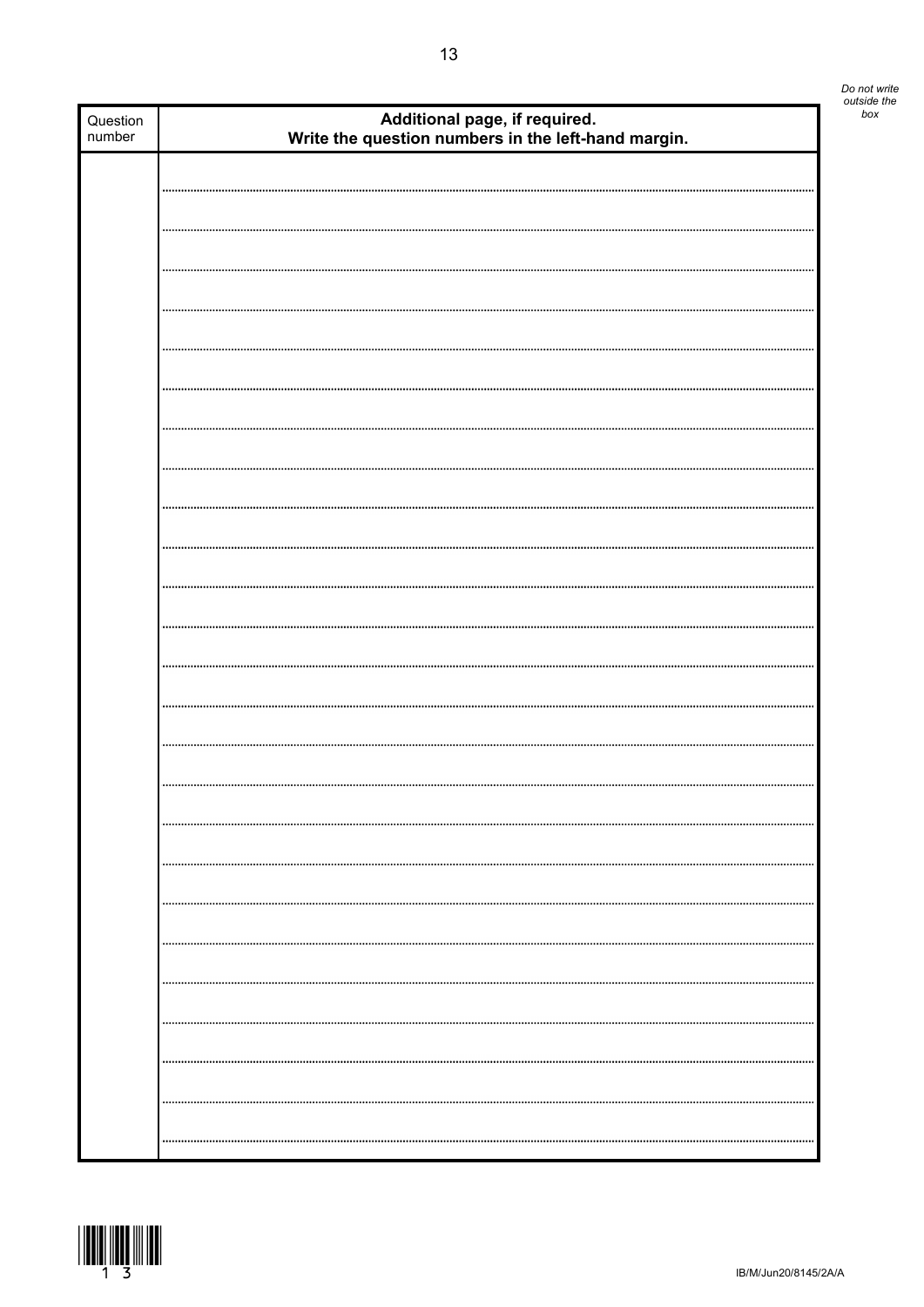| Question number | **Additional page, if required. Write the question numbers in the left-hand margin.** |
| --- | --- |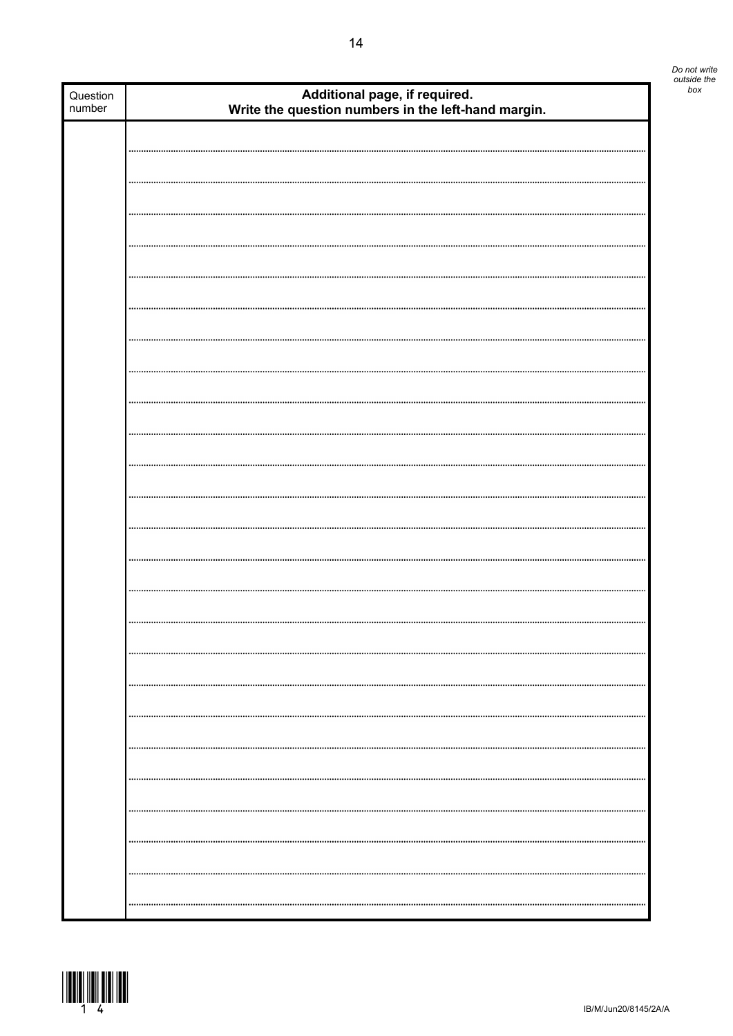*Do not write outside the box*

| Question number | **Additional page, if required. Write the question numbers in the left-hand margin.** |
|---|---|
| | |

IB/M/Jun20/8145/2A/A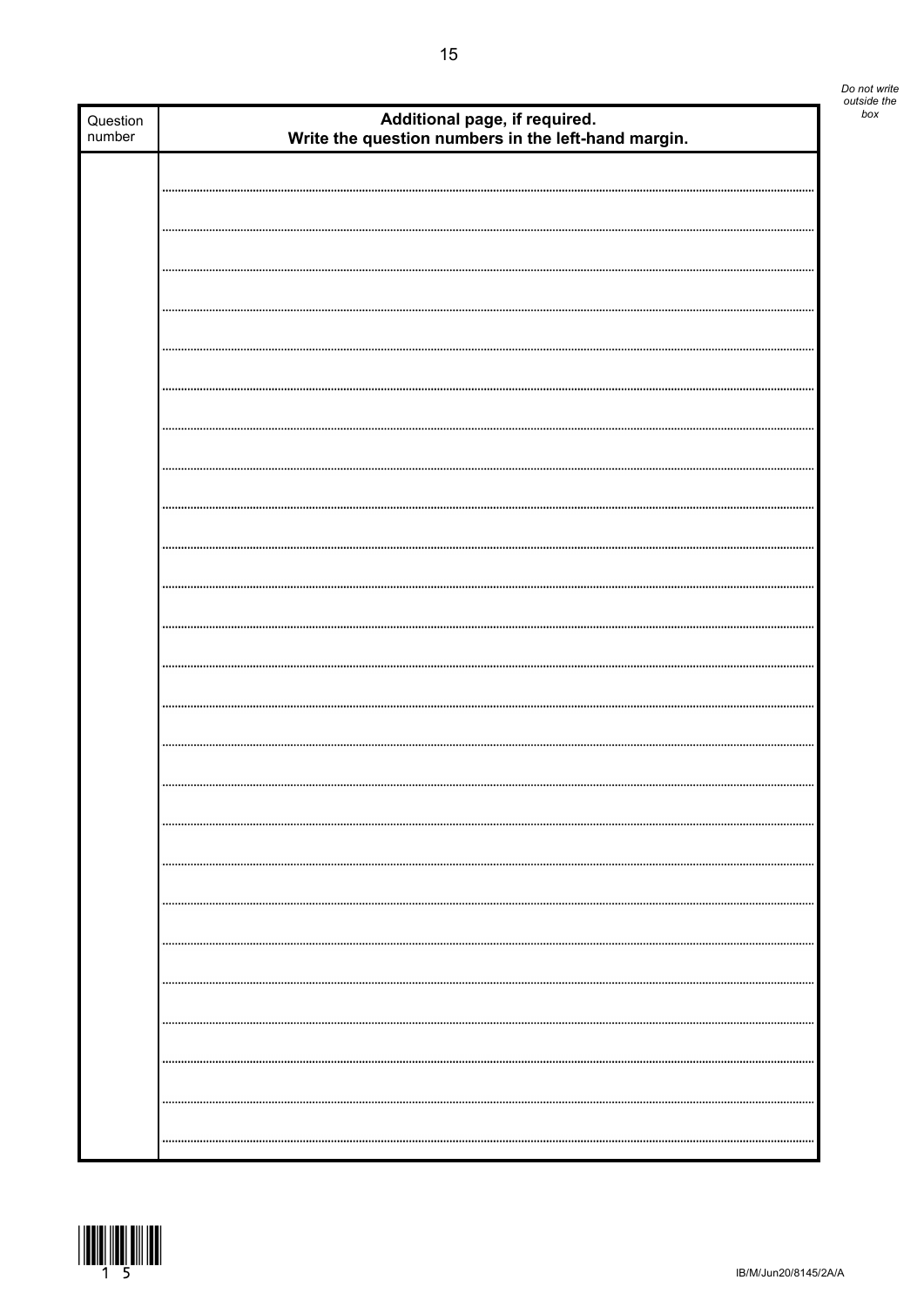| Question number | **Additional page, if required.**<br>**Write the question numbers in the left-hand margin.** |
|---|---|
| | |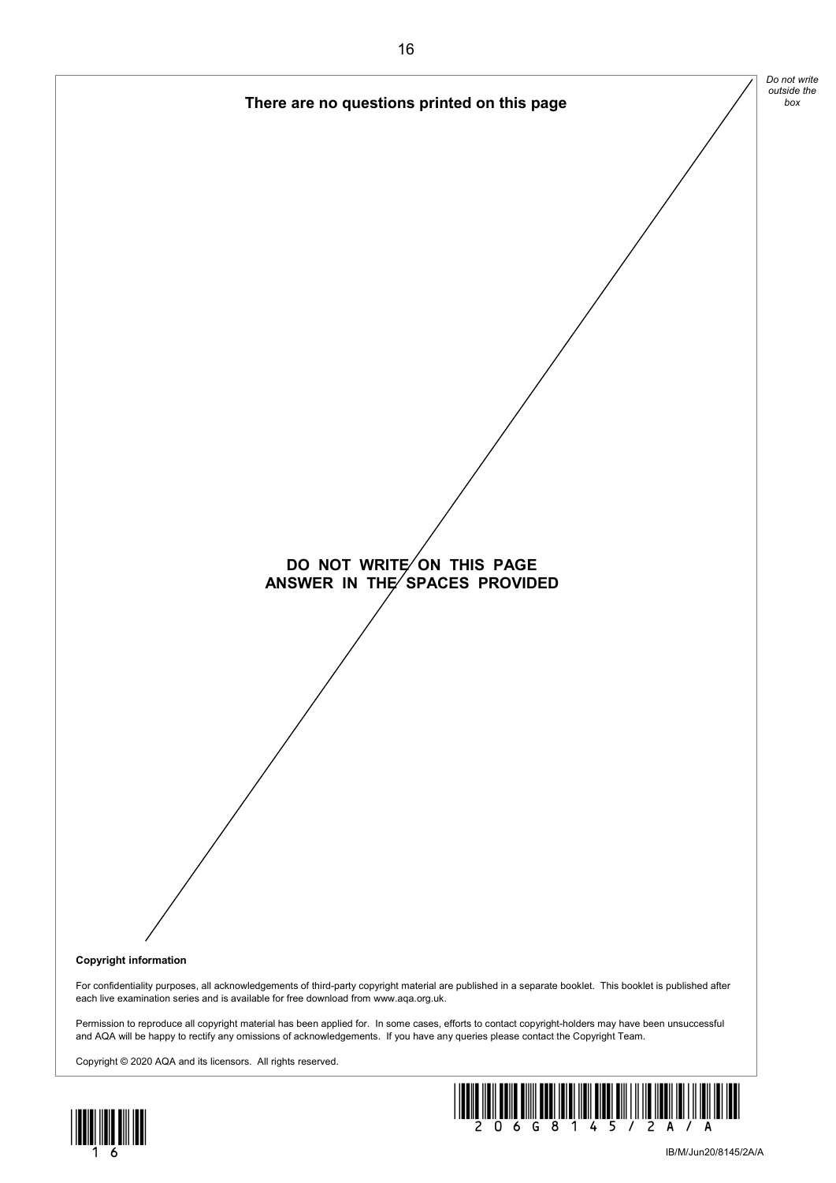There are no questions printed on this page

DO NOT WRITE ON THIS PAGE
ANSWER IN THE SPACES PROVIDED

**Copyright information**

For confidentiality purposes, all acknowledgements of third-party copyright material are published in a separate booklet. This booklet is published after each live examination series and is available for free download from www.aqa.org.uk.

Permission to reproduce all copyright material has been applied for. In some cases, efforts to contact copyright-holders may have been unsuccessful and AQA will be happy to rectify any omissions of acknowledgements. If you have any queries please contact the Copyright Team.

Copyright © 2020 AQA and its licensors. All rights reserved.